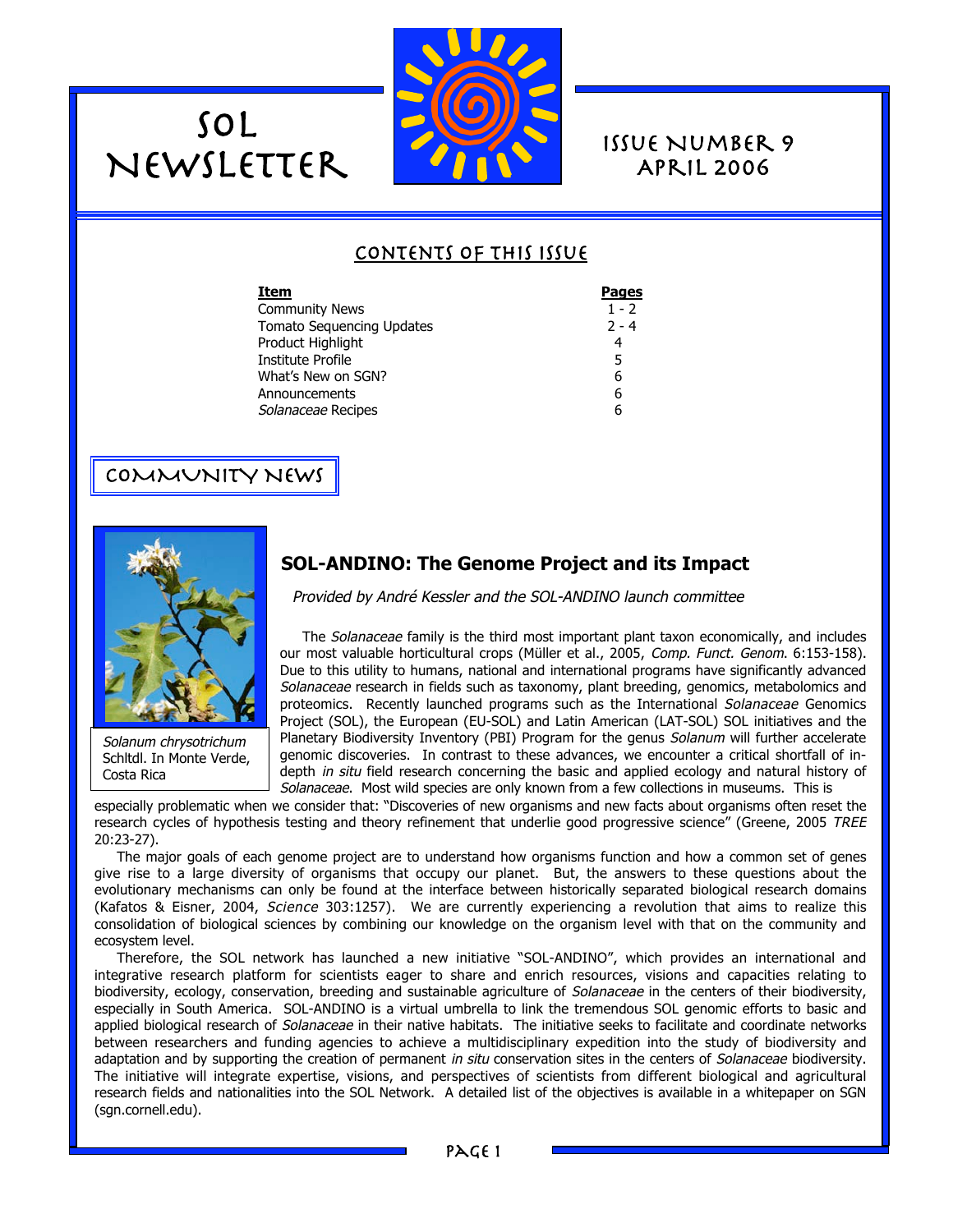# SOL NEWSLETTER

## ISSUE NUMBER 9
## APRIL 2006

### CONTENTS OF THIS ISSUE

| Item | Pages |
|---|---|
| Community News | 1 - 2 |
| Tomato Sequencing Updates | 2 - 4 |
| Product Highlight | 4 |
| Institute Profile | 5 |
| What's New on SGN? | 6 |
| Announcements | 6 |
| *Solanaceae* Recipes | 6 |

## COMMUNITY NEWS

*Solanum chrysotrichum* Schltdl. In Monte Verde, Costa Rica

### SOL-ANDINO: The Genome Project and its Impact

*Provided by André Kessler and the SOL-ANDINO launch committee*

The *Solanaceae* family is the third most important plant taxon economically, and includes our most valuable horticultural crops (Müller et al., 2005, *Comp. Funct. Genom.* 6:153-158). Due to this utility to humans, national and international programs have significantly advanced *Solanaceae* research in fields such as taxonomy, plant breeding, genomics, metabolomics and proteomics. Recently launched programs such as the International *Solanaceae* Genomics Project (SOL), the European (EU-SOL) and Latin American (LAT-SOL) SOL initiatives and the Planetary Biodiversity Inventory (PBI) Program for the genus *Solanum* will further accelerate genomic discoveries. In contrast to these advances, we encounter a critical shortfall of in-depth *in situ* field research concerning the basic and applied ecology and natural history of *Solanaceae*. Most wild species are only known from a few collections in museums. This is especially problematic when we consider that: "Discoveries of new organisms and new facts about organisms often reset the research cycles of hypothesis testing and theory refinement that underlie good progressive science" (Greene, 2005 *TREE* 20:23-27).

The major goals of each genome project are to understand how organisms function and how a common set of genes give rise to a large diversity of organisms that occupy our planet. But, the answers to these questions about the evolutionary mechanisms can only be found at the interface between historically separated biological research domains (Kafatos & Eisner, 2004, *Science* 303:1257). We are currently experiencing a revolution that aims to realize this consolidation of biological sciences by combining our knowledge on the organism level with that on the community and ecosystem level.

Therefore, the SOL network has launched a new initiative "SOL-ANDINO", which provides an international and integrative research platform for scientists eager to share and enrich resources, visions and capacities relating to biodiversity, ecology, conservation, breeding and sustainable agriculture of *Solanaceae* in the centers of their biodiversity, especially in South America. SOL-ANDINO is a virtual umbrella to link the tremendous SOL genomic efforts to basic and applied biological research of *Solanaceae* in their native habitats. The initiative seeks to facilitate and coordinate networks between researchers and funding agencies to achieve a multidisciplinary expedition into the study of biodiversity and adaptation and by supporting the creation of permanent *in situ* conservation sites in the centers of *Solanaceae* biodiversity. The initiative will integrate expertise, visions, and perspectives of scientists from different biological and agricultural research fields and nationalities into the SOL Network. A detailed list of the objectives is available in a whitepaper on SGN (sgn.cornell.edu).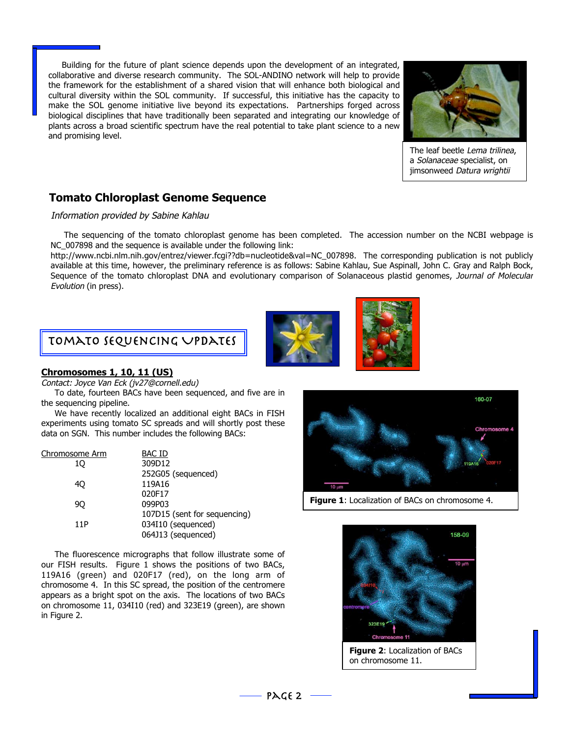Building for the future of plant science depends upon the development of an integrated, collaborative and diverse research community. The SOL-ANDINO network will help to provide the framework for the establishment of a shared vision that will enhance both biological and cultural diversity within the SOL community. If successful, this initiative has the capacity to make the SOL genome initiative live beyond its expectations. Partnerships forged across biological disciplines that have traditionally been separated and integrating our knowledge of plants across a broad scientific spectrum have the real potential to take plant science to a new and promising level.

The leaf beetle *Lema trilinea*, a *Solanaceae* specialist, on jimsonweed *Datura wrightii*

## Tomato Chloroplast Genome Sequence

*Information provided by Sabine Kahlau*

The sequencing of the tomato chloroplast genome has been completed. The accession number on the NCBI webpage is NC_007898 and the sequence is available under the following link: http://www.ncbi.nlm.nih.gov/entrez/viewer.fcgi??db=nucleotide&val=NC_007898. The corresponding publication is not publicly available at this time, however, the preliminary reference is as follows: Sabine Kahlau, Sue Aspinall, John C. Gray and Ralph Bock, Sequence of the tomato chloroplast DNA and evolutionary comparison of Solanaceous plastid genomes, *Journal of Molecular Evolution* (in press).

# Tomato Sequencing Updates

### Chromosomes 1, 10, 11 (US)

*Contact: Joyce Van Eck (jv27@cornell.edu)*

To date, fourteen BACs have been sequenced, and five are in the sequencing pipeline.

We have recently localized an additional eight BACs in FISH experiments using tomato SC spreads and will shortly post these data on SGN. This number includes the following BACs:

| Chromosome Arm | BAC ID |
|---|---|
| 1Q | 309D12 |
| | 252G05 (sequenced) |
| 4Q | 119A16 |
| | 020F17 |
| 9Q | 099P03 |
| | 107D15 (sent for sequencing) |
| 11P | 034I10 (sequenced) |
| | 064J13 (sequenced) |

The fluorescence micrographs that follow illustrate some of our FISH results. Figure 1 shows the positions of two BACs, 119A16 (green) and 020F17 (red), on the long arm of chromosome 4. In this SC spread, the position of the centromere appears as a bright spot on the axis. The locations of two BACs on chromosome 11, 034I10 (red) and 323E19 (green), are shown in Figure 2.

**Figure 1**: Localization of BACs on chromosome 4.

**Figure 2**: Localization of BACs on chromosome 11.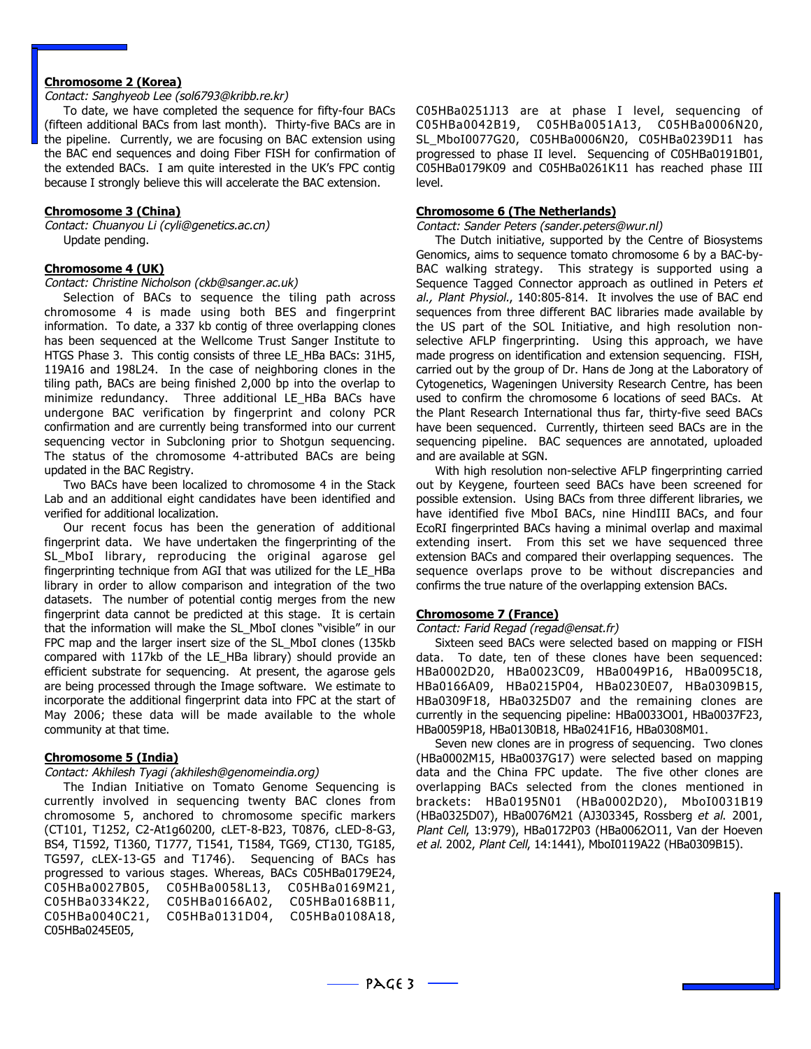### Chromosome 2 (Korea)

*Contact: Sanghyeob Lee (sol6793@kribb.re.kr)*

To date, we have completed the sequence for fifty-four BACs (fifteen additional BACs from last month). Thirty-five BACs are in the pipeline. Currently, we are focusing on BAC extension using the BAC end sequences and doing Fiber FISH for confirmation of the extended BACs. I am quite interested in the UK's FPC contig because I strongly believe this will accelerate the BAC extension.

### Chromosome 3 (China)

*Contact: Chuanyou Li (cyli@genetics.ac.cn)*

Update pending.

### Chromosome 4 (UK)

*Contact: Christine Nicholson (ckb@sanger.ac.uk)*

Selection of BACs to sequence the tiling path across chromosome 4 is made using both BES and fingerprint information. To date, a 337 kb contig of three overlapping clones has been sequenced at the Wellcome Trust Sanger Institute to HTGS Phase 3. This contig consists of three LE_HBa BACs: 31H5, 119A16 and 198L24. In the case of neighboring clones in the tiling path, BACs are being finished 2,000 bp into the overlap to minimize redundancy. Three additional LE_HBa BACs have undergone BAC verification by fingerprint and colony PCR confirmation and are currently being transformed into our current sequencing vector in Subcloning prior to Shotgun sequencing. The status of the chromosome 4-attributed BACs are being updated in the BAC Registry.

Two BACs have been localized to chromosome 4 in the Stack Lab and an additional eight candidates have been identified and verified for additional localization.

Our recent focus has been the generation of additional fingerprint data. We have undertaken the fingerprinting of the SL_MboI library, reproducing the original agarose gel fingerprinting technique from AGI that was utilized for the LE_HBa library in order to allow comparison and integration of the two datasets. The number of potential contig merges from the new fingerprint data cannot be predicted at this stage. It is certain that the information will make the SL_MboI clones "visible" in our FPC map and the larger insert size of the SL_MboI clones (135kb compared with 117kb of the LE_HBa library) should provide an efficient substrate for sequencing. At present, the agarose gels are being processed through the Image software. We estimate to incorporate the additional fingerprint data into FPC at the start of May 2006; these data will be made available to the whole community at that time.

### Chromosome 5 (India)

*Contact: Akhilesh Tyagi (akhilesh@genomeindia.org)*

The Indian Initiative on Tomato Genome Sequencing is currently involved in sequencing twenty BAC clones from chromosome 5, anchored to chromosome specific markers (CT101, T1252, C2-At1g60200, cLET-8-B23, T0876, cLED-8-G3, BS4, T1592, T1360, T1777, T1541, T1584, TG69, CT130, TG185, TG597, cLEX-13-G5 and T1746). Sequencing of BACs has progressed to various stages. Whereas, BACs C05HBa0179E24, C05HBa0027B05, C05HBa0058L13, C05HBa0169M21, C05HBa0334K22, C05HBa0166A02, C05HBa0168B11, C05HBa0040C21, C05HBa0131D04, C05HBa0108A18, C05HBa0245E05, C05HBa0251J13 are at phase I level, sequencing of C05HBa0042B19, C05HBa0051A13, C05HBa0006N20, SL_MboI0077G20, C05HBa0006N20, C05HBa0239D11 has progressed to phase II level. Sequencing of C05HBa0191B01, C05HBa0179K09 and C05HBa0261K11 has reached phase III level.

### Chromosome 6 (The Netherlands)

*Contact: Sander Peters (sander.peters@wur.nl)*

The Dutch initiative, supported by the Centre of Biosystems Genomics, aims to sequence tomato chromosome 6 by a BAC-by-BAC walking strategy. This strategy is supported using a Sequence Tagged Connector approach as outlined in Peters *et al., Plant Physiol.*, 140:805-814. It involves the use of BAC end sequences from three different BAC libraries made available by the US part of the SOL Initiative, and high resolution non-selective AFLP fingerprinting. Using this approach, we have made progress on identification and extension sequencing. FISH, carried out by the group of Dr. Hans de Jong at the Laboratory of Cytogenetics, Wageningen University Research Centre, has been used to confirm the chromosome 6 locations of seed BACs. At the Plant Research International thus far, thirty-five seed BACs have been sequenced. Currently, thirteen seed BACs are in the sequencing pipeline. BAC sequences are annotated, uploaded and are available at SGN.

With high resolution non-selective AFLP fingerprinting carried out by Keygene, fourteen seed BACs have been screened for possible extension. Using BACs from three different libraries, we have identified five MboI BACs, nine HindIII BACs, and four EcoRI fingerprinted BACs having a minimal overlap and maximal extending insert. From this set we have sequenced three extension BACs and compared their overlapping sequences. The sequence overlaps prove to be without discrepancies and confirms the true nature of the overlapping extension BACs.

### Chromosome 7 (France)

*Contact: Farid Regad (regad@ensat.fr)*

Sixteen seed BACs were selected based on mapping or FISH data. To date, ten of these clones have been sequenced: HBa0002D20, HBa0023C09, HBa0049P16, HBa0095C18, HBa0166A09, HBa0215P04, HBa0230E07, HBa0309B15, HBa0309F18, HBa0325D07 and the remaining clones are currently in the sequencing pipeline: HBa0033O01, HBa0037F23, HBa0059P18, HBa0130B18, HBa0241F16, HBa0308M01.

Seven new clones are in progress of sequencing. Two clones (HBa0002M15, HBa0037G17) were selected based on mapping data and the China FPC update. The five other clones are overlapping BACs selected from the clones mentioned in brackets: HBa0195N01 (HBa0002D20), MboI0031B19 (HBa0325D07), HBa0076M21 (AJ303345, Rossberg *et al.* 2001, *Plant Cell*, 13:979), HBa0172P03 (HBa0062O11, Van der Hoeven *et al.* 2002, *Plant Cell*, 14:1441), MboI0119A22 (HBa0309B15).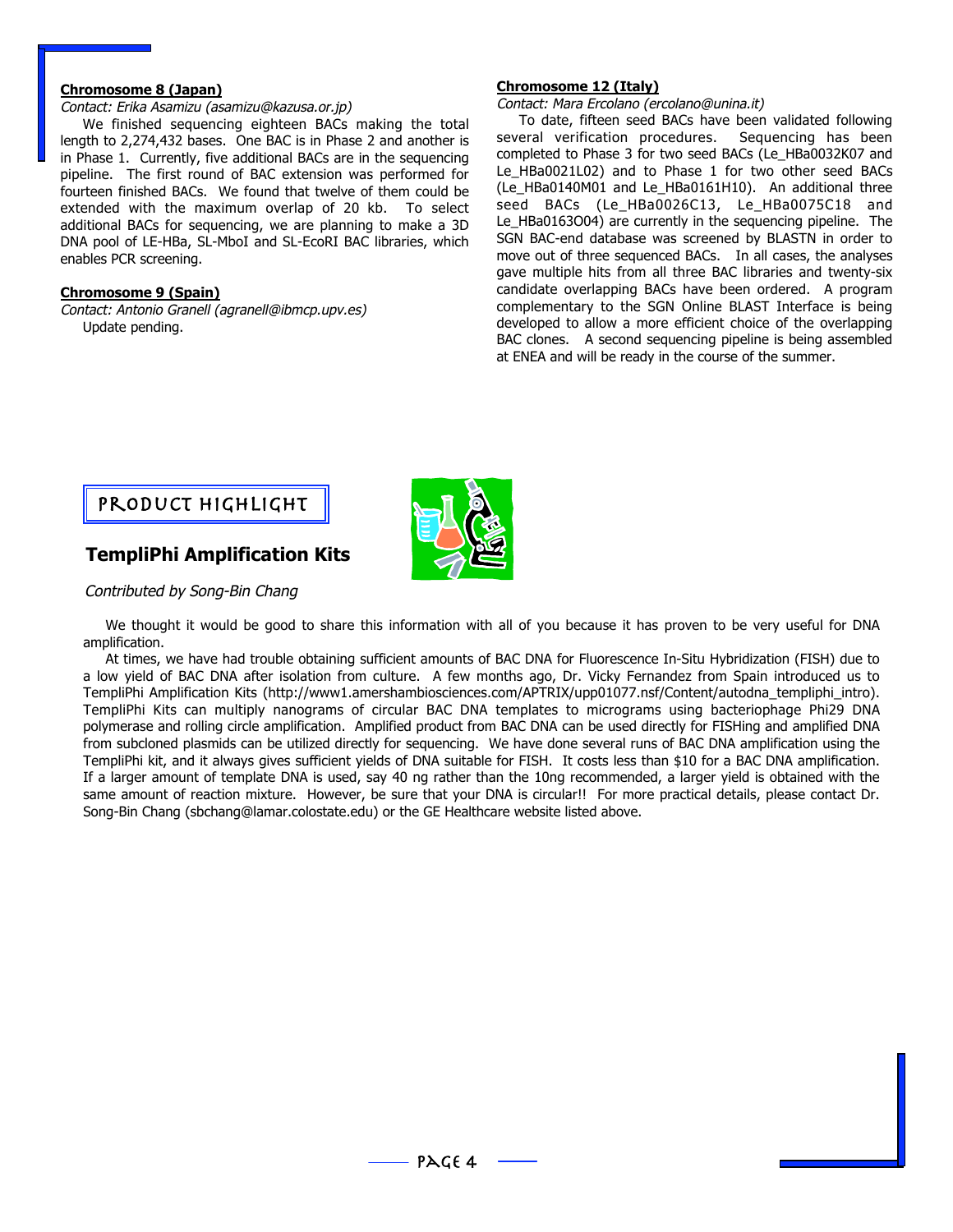**Chromosome 8 (Japan)**

*Contact: Erika Asamizu (asamizu@kazusa.or.jp)*

We finished sequencing eighteen BACs making the total length to 2,274,432 bases. One BAC is in Phase 2 and another is in Phase 1. Currently, five additional BACs are in the sequencing pipeline. The first round of BAC extension was performed for fourteen finished BACs. We found that twelve of them could be extended with the maximum overlap of 20 kb. To select additional BACs for sequencing, we are planning to make a 3D DNA pool of LE-HBa, SL-MboI and SL-EcoRI BAC libraries, which enables PCR screening.

**Chromosome 9 (Spain)**

*Contact: Antonio Granell (agranell@ibmcp.upv.es)*

Update pending.

**Chromosome 12 (Italy)**

*Contact: Mara Ercolano (ercolano@unina.it)*

To date, fifteen seed BACs have been validated following several verification procedures. Sequencing has been completed to Phase 3 for two seed BACs (Le_HBa0032K07 and Le_HBa0021L02) and to Phase 1 for two other seed BACs (Le_HBa0140M01 and Le_HBa0161H10). An additional three seed BACs (Le_HBa0026C13, Le_HBa0075C18 and Le_HBa0163O04) are currently in the sequencing pipeline. The SGN BAC-end database was screened by BLASTN in order to move out of three sequenced BACs. In all cases, the analyses gave multiple hits from all three BAC libraries and twenty-six candidate overlapping BACs have been ordered. A program complementary to the SGN Online BLAST Interface is being developed to allow a more efficient choice of the overlapping BAC clones. A second sequencing pipeline is being assembled at ENEA and will be ready in the course of the summer.

## PRODUCT HIGHLIGHT

### TempliPhi Amplification Kits

*Contributed by Song-Bin Chang*

We thought it would be good to share this information with all of you because it has proven to be very useful for DNA amplification.

At times, we have had trouble obtaining sufficient amounts of BAC DNA for Fluorescence In-Situ Hybridization (FISH) due to a low yield of BAC DNA after isolation from culture. A few months ago, Dr. Vicky Fernandez from Spain introduced us to TempliPhi Amplification Kits (http://www1.amershambiosciences.com/APTRIX/upp01077.nsf/Content/autodna_templiphi_intro). TempliPhi Kits can multiply nanograms of circular BAC DNA templates to micrograms using bacteriophage Phi29 DNA polymerase and rolling circle amplification. Amplified product from BAC DNA can be used directly for FISHing and amplified DNA from subcloned plasmids can be utilized directly for sequencing. We have done several runs of BAC DNA amplification using the TempliPhi kit, and it always gives sufficient yields of DNA suitable for FISH. It costs less than $10 for a BAC DNA amplification. If a larger amount of template DNA is used, say 40 ng rather than the 10ng recommended, a larger yield is obtained with the same amount of reaction mixture. However, be sure that your DNA is circular!! For more practical details, please contact Dr. Song-Bin Chang (sbchang@lamar.colostate.edu) or the GE Healthcare website listed above.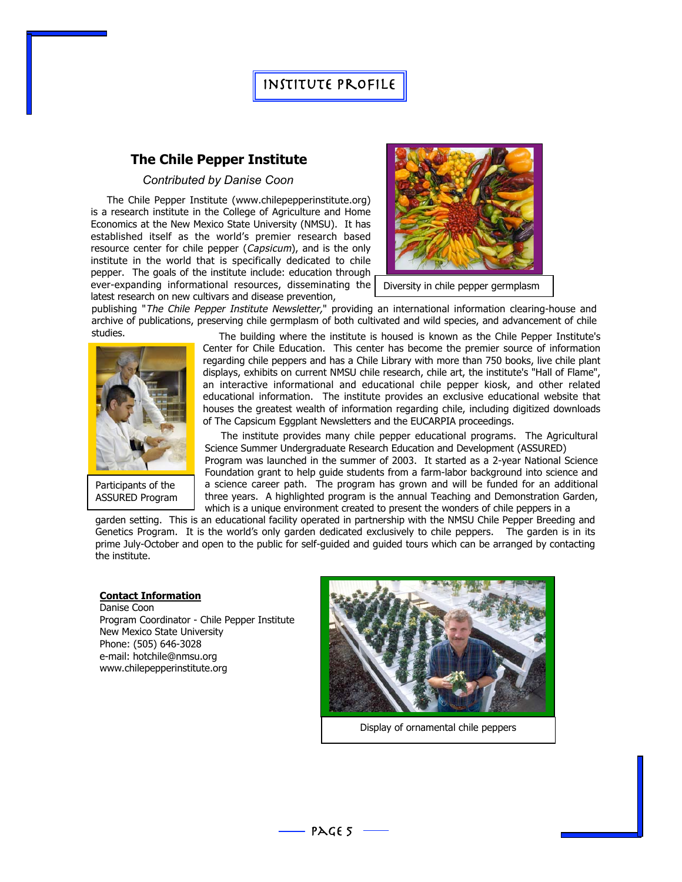# INSTITUTE PROFILE

## The Chile Pepper Institute

*Contributed by Danise Coon*

The Chile Pepper Institute (www.chilepepperinstitute.org) is a research institute in the College of Agriculture and Home Economics at the New Mexico State University (NMSU). It has established itself as the world's premier research based resource center for chile pepper (*Capsicum*), and is the only institute in the world that is specifically dedicated to chile pepper. The goals of the institute include: education through ever-expanding informational resources, disseminating the latest research on new cultivars and disease prevention, publishing "*The Chile Pepper Institute Newsletter,*" providing an international information clearing-house and archive of publications, preserving chile germplasm of both cultivated and wild species, and advancement of chile studies.

Diversity in chile pepper germplasm

The building where the institute is housed is known as the Chile Pepper Institute's Center for Chile Education. This center has become the premier source of information regarding chile peppers and has a Chile Library with more than 750 books, live chile plant displays, exhibits on current NMSU chile research, chile art, the institute's "Hall of Flame", an interactive informational and educational chile pepper kiosk, and other related educational information. The institute provides an exclusive educational website that houses the greatest wealth of information regarding chile, including digitized downloads of The Capsicum Eggplant Newsletters and the EUCARPIA proceedings.

Participants of the ASSURED Program

The institute provides many chile pepper educational programs. The Agricultural Science Summer Undergraduate Research Education and Development (ASSURED) Program was launched in the summer of 2003. It started as a 2-year National Science Foundation grant to help guide students from a farm-labor background into science and a science career path. The program has grown and will be funded for an additional three years. A highlighted program is the annual Teaching and Demonstration Garden, which is a unique environment created to present the wonders of chile peppers in a garden setting. This is an educational facility operated in partnership with the NMSU Chile Pepper Breeding and Genetics Program. It is the world's only garden dedicated exclusively to chile peppers. The garden is in its prime July-October and open to the public for self-guided and guided tours which can be arranged by contacting the institute.

**Contact Information**
Danise Coon
Program Coordinator - Chile Pepper Institute
New Mexico State University
Phone: (505) 646-3028
e-mail: hotchile@nmsu.org
www.chilepepperinstitute.org

Display of ornamental chile peppers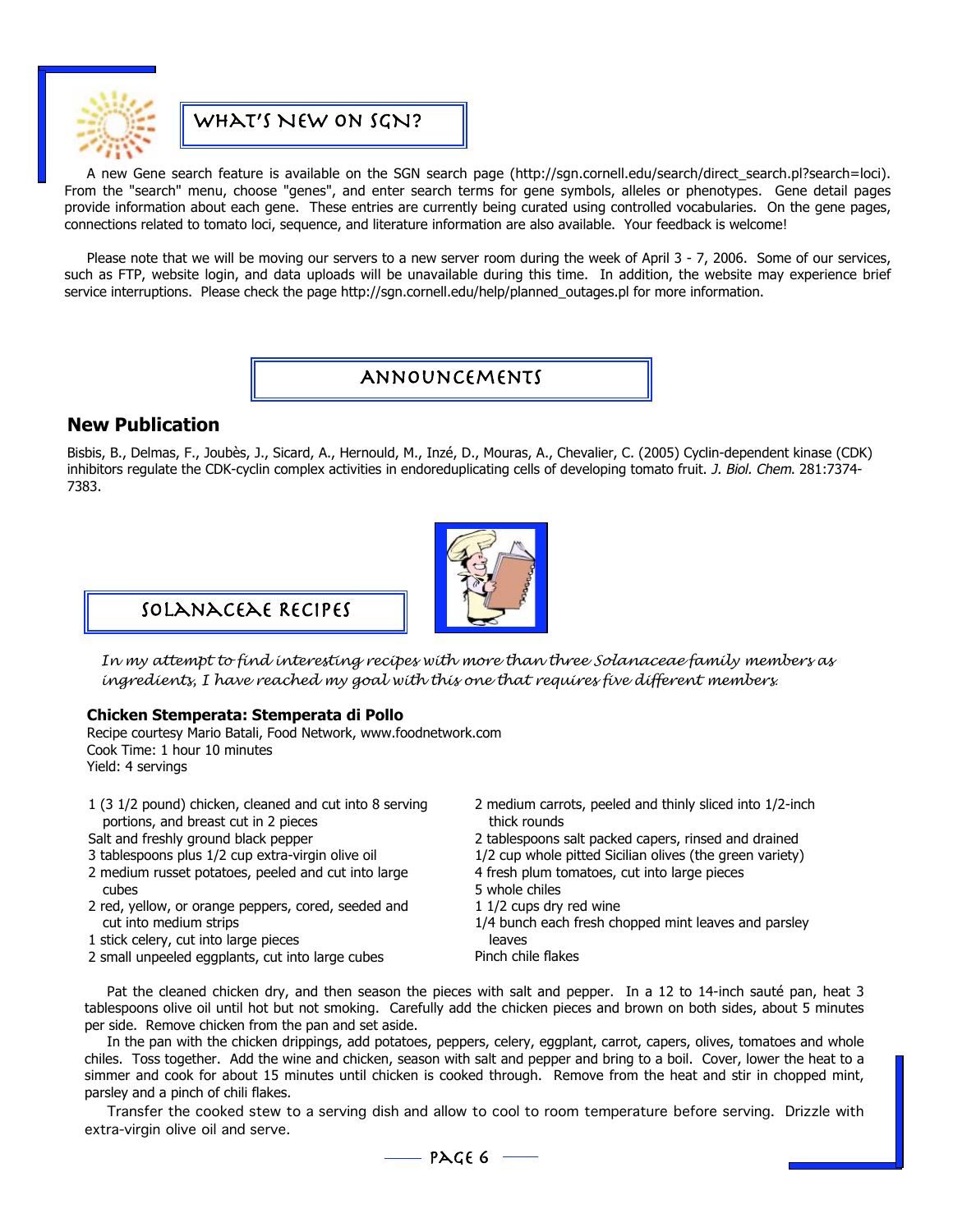## What's New on SGN?

A new Gene search feature is available on the SGN search page (http://sgn.cornell.edu/search/direct_search.pl?search=loci). From the "search" menu, choose "genes", and enter search terms for gene symbols, alleles or phenotypes. Gene detail pages provide information about each gene. These entries are currently being curated using controlled vocabularies. On the gene pages, connections related to tomato loci, sequence, and literature information are also available. Your feedback is welcome!

Please note that we will be moving our servers to a new server room during the week of April 3 - 7, 2006. Some of our services, such as FTP, website login, and data uploads will be unavailable during this time. In addition, the website may experience brief service interruptions. Please check the page http://sgn.cornell.edu/help/planned_outages.pl for more information.

## Announcements

### New Publication

Bisbis, B., Delmas, F., Joubès, J., Sicard, A., Hernould, M., Inzé, D., Mouras, A., Chevalier, C. (2005) Cyclin-dependent kinase (CDK) inhibitors regulate the CDK-cyclin complex activities in endoreduplicating cells of developing tomato fruit. *J. Biol. Chem.* 281:7374-7383.

## Solanaceae Recipes

*In my attempt to find interesting recipes with more than three Solanaceae family members as ingredients, I have reached my goal with this one that requires five different members.*

**Chicken Stemperata: Stemperata di Pollo**

Recipe courtesy Mario Batali, Food Network, www.foodnetwork.com
Cook Time: 1 hour 10 minutes
Yield: 4 servings

- 1 (3 1/2 pound) chicken, cleaned and cut into 8 serving portions, and breast cut in 2 pieces
- Salt and freshly ground black pepper
- 3 tablespoons plus 1/2 cup extra-virgin olive oil
- 2 medium russet potatoes, peeled and cut into large cubes
- 2 red, yellow, or orange peppers, cored, seeded and cut into medium strips
- 1 stick celery, cut into large pieces
- 2 small unpeeled eggplants, cut into large cubes
- 2 medium carrots, peeled and thinly sliced into 1/2-inch thick rounds
- 2 tablespoons salt packed capers, rinsed and drained
- 1/2 cup whole pitted Sicilian olives (the green variety)
- 4 fresh plum tomatoes, cut into large pieces
- 5 whole chiles
- 1 1/2 cups dry red wine
- 1/4 bunch each fresh chopped mint leaves and parsley leaves
- Pinch chile flakes

Pat the cleaned chicken dry, and then season the pieces with salt and pepper. In a 12 to 14-inch sauté pan, heat 3 tablespoons olive oil until hot but not smoking. Carefully add the chicken pieces and brown on both sides, about 5 minutes per side. Remove chicken from the pan and set aside.

In the pan with the chicken drippings, add potatoes, peppers, celery, eggplant, carrot, capers, olives, tomatoes and whole chiles. Toss together. Add the wine and chicken, season with salt and pepper and bring to a boil. Cover, lower the heat to a simmer and cook for about 15 minutes until chicken is cooked through. Remove from the heat and stir in chopped mint, parsley and a pinch of chili flakes.

Transfer the cooked stew to a serving dish and allow to cool to room temperature before serving. Drizzle with extra-virgin olive oil and serve.